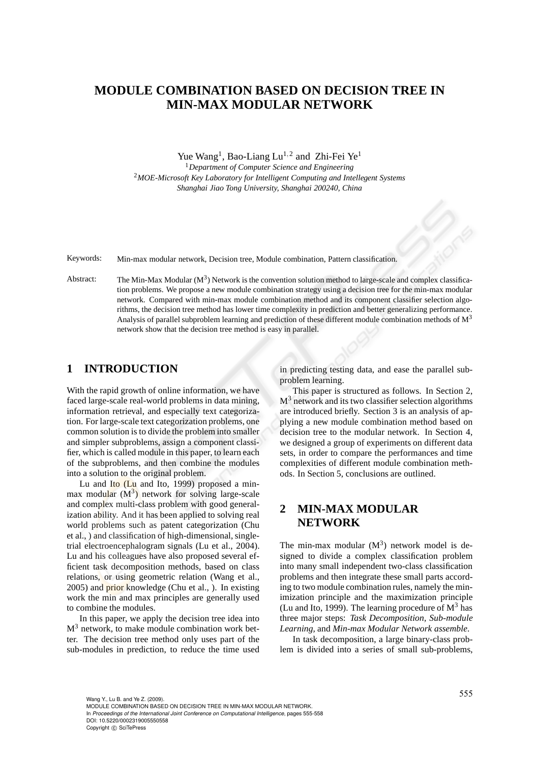# MODULE COMBINATION BASED ON DECISION TREE IN MIN-MAX MODULAR NETWORK

Yue Wang[1], Bao-Liang Lu[1,2] and Zhi-Fei Ye[1]

[1]*Department of Computer Science and Engineering*

[2]*MOE-Microsoft Key Laboratory for Intelligent Computing and Intellegent Systems*

*Shanghai Jiao Tong University, Shanghai 200240, China*

Keywords: Min-max modular network, Decision tree, Module combination, Pattern classification.

Abstract: The Min-Max Modular ($M^3$) Network is the convention solution method to large-scale and complex classification problems. We propose a new module combination strategy using a decision tree for the min-max modular network. Compared with min-max module combination method and its component classifier selection algorithms, the decision tree method has lower time complexity in prediction and better generalizing performance. Analysis of parallel subproblem learning and prediction of these different module combination methods of $M^3$ network show that the decision tree method is easy in parallel.

## 1 INTRODUCTION

With the rapid growth of online information, we have faced large-scale real-world problems in data mining, information retrieval, and especially text categorization. For large-scale text categorization problems, one common solution is to divide the problem into smaller and simpler subproblems, assign a component classifier, which is called module in this paper, to learn each of the subproblems, and then combine the modules into a solution to the original problem.

Lu and Ito (Lu and Ito, 1999) proposed a min-max modular ($M^3$) network for solving large-scale and complex multi-class problem with good generalization ability. And it has been applied to solving real world problems such as patent categorization (Chu et al., ) and classification of high-dimensional, single-trial electroencephalogram signals (Lu et al., 2004). Lu and his colleagues have also proposed several efficient task decomposition methods, based on class relations, or using geometric relation (Wang et al., 2005) and prior knowledge (Chu et al., ). In existing work the min and max principles are generally used to combine the modules.

In this paper, we apply the decision tree idea into $M^3$ network, to make module combination work better. The decision tree method only uses part of the sub-modules in prediction, to reduce the time used in predicting testing data, and ease the parallel subproblem learning.

This paper is structured as follows. In Section 2, $M^3$ network and its two classifier selection algorithms are introduced briefly. Section 3 is an analysis of applying a new module combination method based on decision tree to the modular network. In Section 4, we designed a group of experiments on different data sets, in order to compare the performances and time complexities of different module combination methods. In Section 5, conclusions are outlined.

## 2 MIN-MAX MODULAR NETWORK

The min-max modular ($M^3$) network model is designed to divide a complex classification problem into many small independent two-class classification problems and then integrate these small parts according to two module combination rules, namely the minimization principle and the maximization principle (Lu and Ito, 1999). The learning procedure of $M^3$ has three major steps: *Task Decomposition*, *Sub-module Learning*, and *Min-max Modular Network assemble*.

In task decomposition, a large binary-class problem is divided into a series of small sub-problems,

Wang Y., Lu B. and Ye Z. (2009).
MODULE COMBINATION BASED ON DECISION TREE IN MIN-MAX MODULAR NETWORK.
In *Proceedings of the International Joint Conference on Computational Intelligence*, pages 555-558
DOI: 10.5220/0002319005550558
Copyright © SciTePress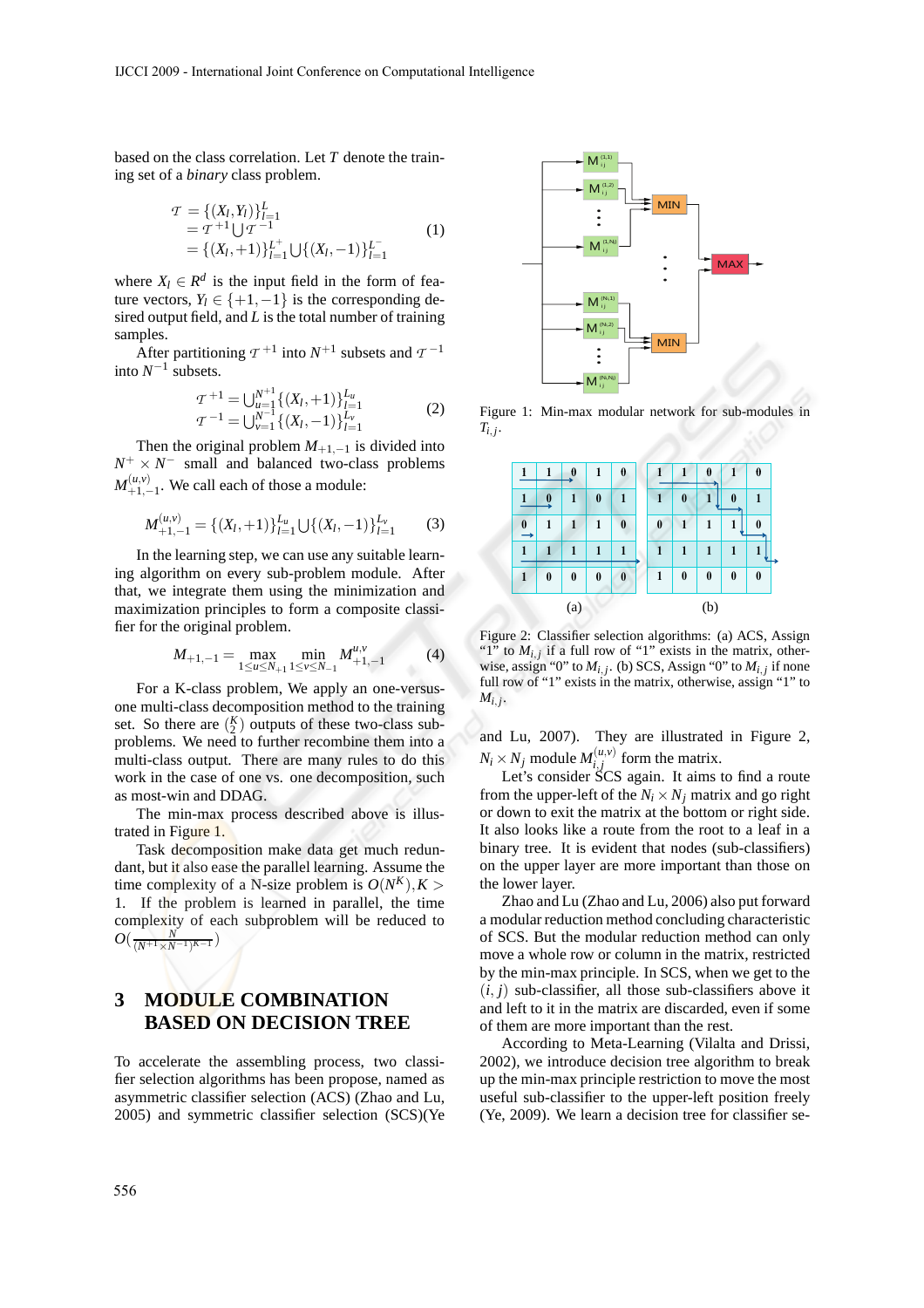based on the class correlation. Let $T$ denote the training set of a *binary* class problem.

$$\begin{aligned} \mathcal{T} &= \{(X_l, Y_l)\}_{l=1}^{L} \\ &= \mathcal{T}^{+1} \bigcup \mathcal{T}^{-1} \\ &= \{(X_l, +1)\}_{l=1}^{L^+} \bigcup \{(X_l, -1)\}_{l=1}^{L^-} \end{aligned} \tag{1}$$

where $X_l \in R^d$ is the input field in the form of feature vectors, $Y_l \in \{+1, -1\}$ is the corresponding desired output field, and $L$ is the total number of training samples.

After partitioning $\mathcal{T}^{+1}$ into $N^{+1}$ subsets and $\mathcal{T}^{-1}$ into $N^{-1}$ subsets.

$$\begin{aligned} \mathcal{T}^{+1} &= \bigcup_{u=1}^{N^{+1}} \{(X_l, +1)\}_{l=1}^{L_u} \\ \mathcal{T}^{-1} &= \bigcup_{v=1}^{N^{-1}} \{(X_l, -1)\}_{l=1}^{L_v} \end{aligned} \tag{2}$$

Then the original problem $M_{+1,-1}$ is divided into $N^{+} \times N^{-}$ small and balanced two-class problems $M_{+1,-1}^{(u,v)}$. We call each of those a module:

$$M_{+1,-1}^{(u,v)} = \{(X_l, +1)\}_{l=1}^{L_u} \bigcup \{(X_l, -1)\}_{l=1}^{L_v} \tag{3}$$

In the learning step, we can use any suitable learning algorithm on every sub-problem module. After that, we integrate them using the minimization and maximization principles to form a composite classifier for the original problem.

$$M_{+1,-1} = \max_{1 \le u \le N_{+1}} \min_{1 \le v \le N_{-1}} M_{+1,-1}^{u,v} \tag{4}$$

For a K-class problem, We apply an one-versus-one multi-class decomposition method to the training set. So there are $\binom{K}{2}$ outputs of these two-class sub-problems. We need to further recombine them into a multi-class output. There are many rules to do this work in the case of one vs. one decomposition, such as most-win and DDAG.

The min-max process described above is illustrated in Figure 1.

Task decomposition make data get much redundant, but it also ease the parallel learning. Assume the time complexity of a N-size problem is $O(N^K), K > 1$. If the problem is learned in parallel, the time complexity of each subproblem will be reduced to $O(\frac{N}{(N^{+1} \times N^{-1})^{K-1}})$

## 3 MODULE COMBINATION BASED ON DECISION TREE

To accelerate the assembling process, two classifier selection algorithms has been propose, named as asymmetric classifier selection (ACS) (Zhao and Lu, 2005) and symmetric classifier selection (SCS)(Ye and Lu, 2007). They are illustrated in Figure 2, $N_i \times N_j$ module $M_{i,j}^{(u,v)}$ form the matrix.

Let's consider SCS again. It aims to find a route from the upper-left of the $N_i \times N_j$ matrix and go right or down to exit the matrix at the bottom or right side. It also looks like a route from the root to a leaf in a binary tree. It is evident that nodes (sub-classifiers) on the upper layer are more important than those on the lower layer.

Zhao and Lu (Zhao and Lu, 2006) also put forward a modular reduction method concluding characteristic of SCS. But the modular reduction method can only move a whole row or column in the matrix, restricted by the min-max principle. In SCS, when we get to the $(i, j)$ sub-classifier, all those sub-classifiers above it and left to it in the matrix are discarded, even if some of them are more important than the rest.

According to Meta-Learning (Vilalta and Drissi, 2002), we introduce decision tree algorithm to break up the min-max principle restriction to move the most useful sub-classifier to the upper-left position freely (Ye, 2009). We learn a decision tree for classifier se-

Figure 1: Min-max modular network for sub-modules in $T_{i,j}$.

| 1 | 1 | 0 | 1 | 0 |
|---|---|---|---|---|
| 1 | 0 | 1 | 0 | 1 |
| 0 | 1 | 1 | 1 | 0 |
| 1 | 1 | 1 | 1 | 1 |
| 1 | 0 | 0 | 0 | 0 |

(a)

| 1 | 1 | 0 | 1 | 0 |
|---|---|---|---|---|
| 1 | 0 | 1 | 0 | 1 |
| 0 | 1 | 1 | 1 | 0 |
| 1 | 1 | 1 | 1 | 1 |
| 1 | 0 | 0 | 0 | 0 |

(b)

Figure 2: Classifier selection algorithms: (a) ACS, Assign "1" to $M_{i,j}$ if a full row of "1" exists in the matrix, otherwise, assign "0" to $M_{i,j}$. (b) SCS, Assign "0" to $M_{i,j}$ if none full row of "1" exists in the matrix, otherwise, assign "1" to $M_{i,j}$.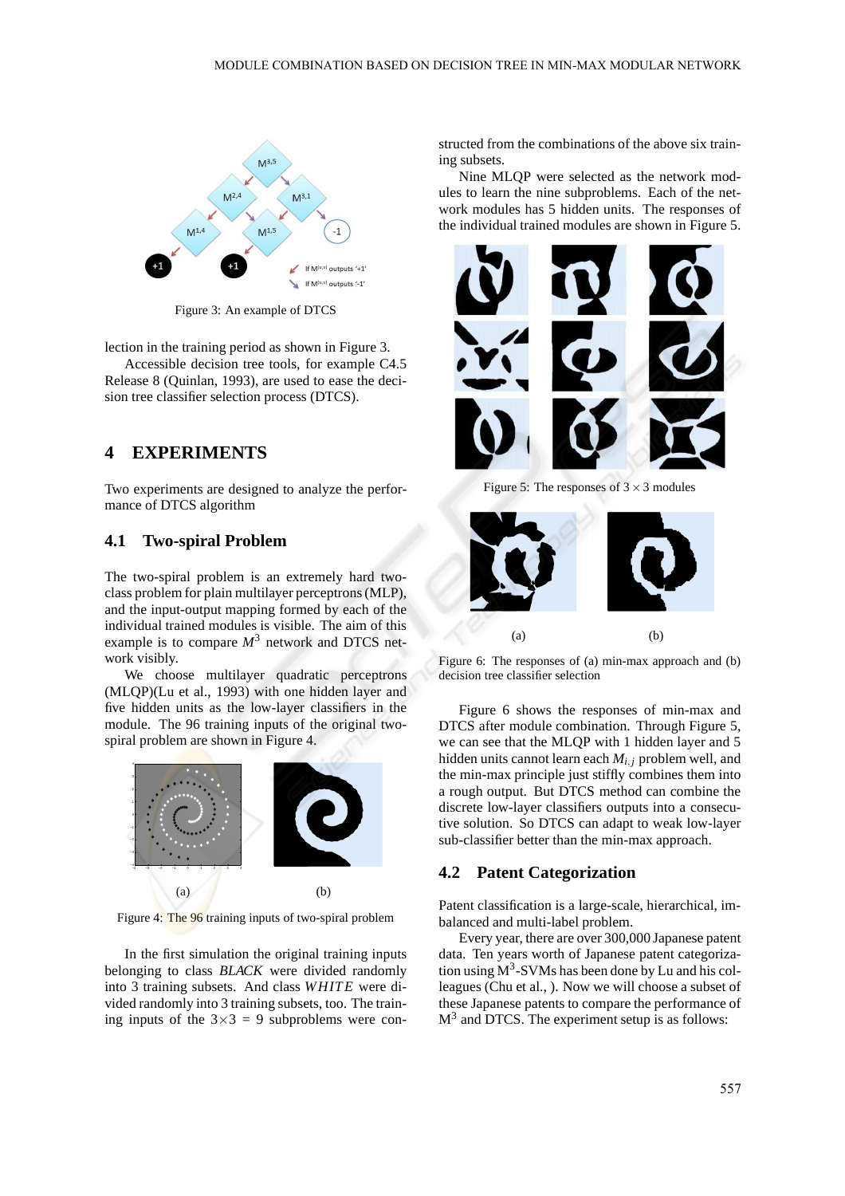Figure 3: An example of DTCS

lection in the training period as shown in Figure 3.

Accessible decision tree tools, for example C4.5 Release 8 (Quinlan, 1993), are used to ease the decision tree classifier selection process (DTCS).

## 4 EXPERIMENTS

Two experiments are designed to analyze the performance of DTCS algorithm

### 4.1 Two-spiral Problem

The two-spiral problem is an extremely hard two-class problem for plain multilayer perceptrons (MLP), and the input-output mapping formed by each of the individual trained modules is visible. The aim of this example is to compare $M^3$ network and DTCS network visibly.

We choose multilayer quadratic perceptrons (MLQP)(Lu et al., 1993) with one hidden layer and five hidden units as the low-layer classifiers in the module. The 96 training inputs of the original two-spiral problem are shown in Figure 4.

(a) (b)

Figure 4: The 96 training inputs of two-spiral problem

In the first simulation the original training inputs belonging to class *BLACK* were divided randomly into 3 training subsets. And class *WHITE* were divided randomly into 3 training subsets, too. The training inputs of the $3 \times 3 = 9$ subproblems were constructed from the combinations of the above six training subsets.

Nine MLQP were selected as the network modules to learn the nine subproblems. Each of the network modules has 5 hidden units. The responses of the individual trained modules are shown in Figure 5.

Figure 5: The responses of $3 \times 3$ modules

(a) (b)

Figure 6: The responses of (a) min-max approach and (b) decision tree classifier selection

Figure 6 shows the responses of min-max and DTCS after module combination. Through Figure 5, we can see that the MLQP with 1 hidden layer and 5 hidden units cannot learn each $M_{i,j}$ problem well, and the min-max principle just stiffly combines them into a rough output. But DTCS method can combine the discrete low-layer classifiers outputs into a consecutive solution. So DTCS can adapt to weak low-layer sub-classifier better than the min-max approach.

### 4.2 Patent Categorization

Patent classification is a large-scale, hierarchical, imbalanced and multi-label problem.

Every year, there are over 300,000 Japanese patent data. Ten years worth of Japanese patent categorization using $M^3$-SVMs has been done by Lu and his colleagues (Chu et al., ). Now we will choose a subset of these Japanese patents to compare the performance of $M^3$ and DTCS. The experiment setup is as follows: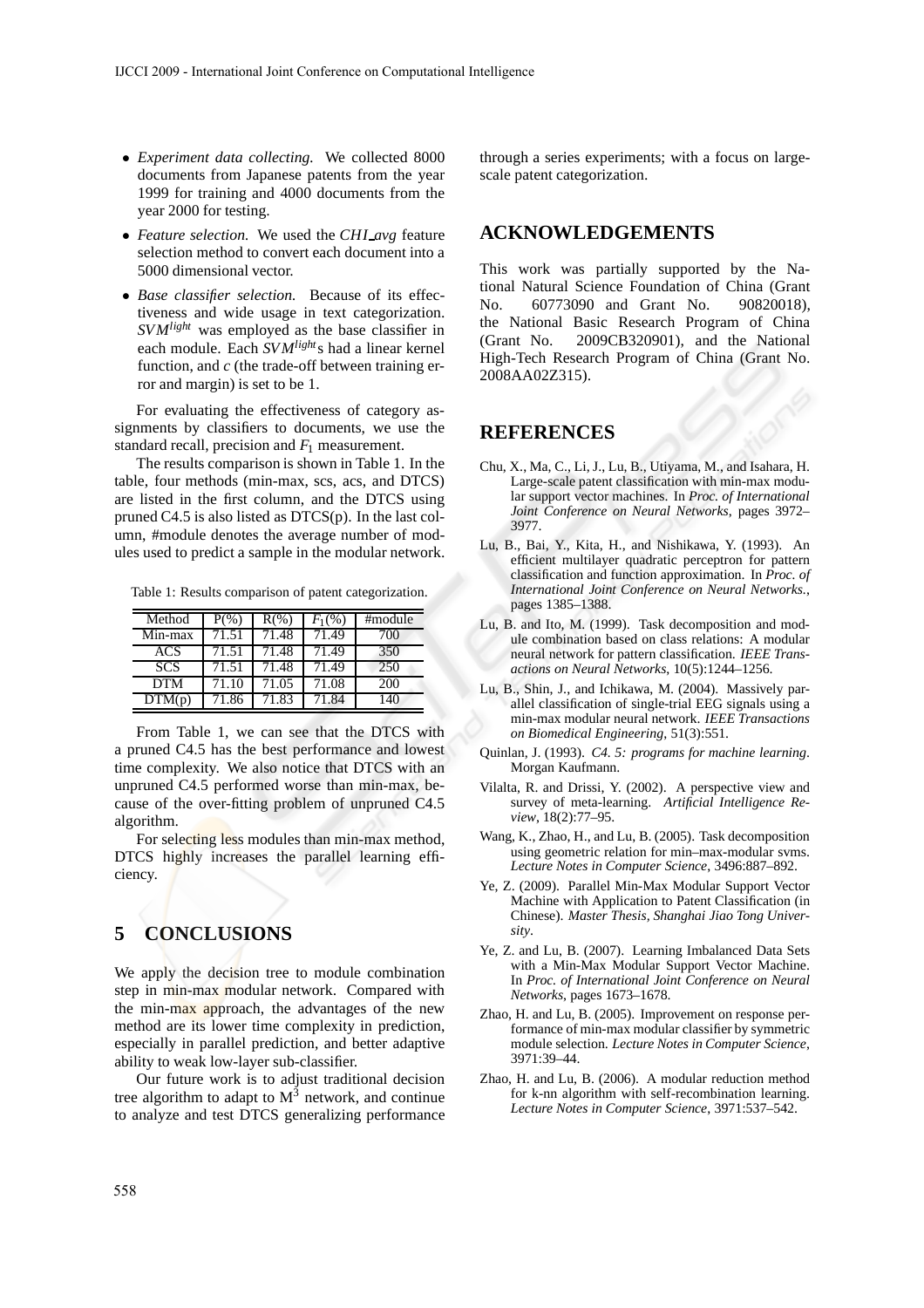- *Experiment data collecting.* We collected 8000 documents from Japanese patents from the year 1999 for training and 4000 documents from the year 2000 for testing.
- *Feature selection.* We used the *CHI_avg* feature selection method to convert each document into a 5000 dimensional vector.
- *Base classifier selection.* Because of its effectiveness and wide usage in text categorization. $SVM^{light}$ was employed as the base classifier in each module. Each $SVM^{light}$s had a linear kernel function, and *c* (the trade-off between training error and margin) is set to be 1.

For evaluating the effectiveness of category assignments by classifiers to documents, we use the standard recall, precision and $F_1$ measurement.

The results comparison is shown in Table 1. In the table, four methods (min-max, scs, acs, and DTCS) are listed in the first column, and the DTCS using pruned C4.5 is also listed as DTCS(p). In the last column, #module denotes the average number of modules used to predict a sample in the modular network.

Table 1: Results comparison of patent categorization.

| Method | P(%) | R(%) | $F_1$(%) | #module |
|---|---|---|---|---|
| Min-max | 71.51 | 71.48 | 71.49 | 700 |
| ACS | 71.51 | 71.48 | 71.49 | 350 |
| SCS | 71.51 | 71.48 | 71.49 | 250 |
| DTM | 71.10 | 71.05 | 71.08 | 200 |
| DTM(p) | 71.86 | 71.83 | 71.84 | 140 |

From Table 1, we can see that the DTCS with a pruned C4.5 has the best performance and lowest time complexity. We also notice that DTCS with an unpruned C4.5 performed worse than min-max, because of the over-fitting problem of unpruned C4.5 algorithm.

For selecting less modules than min-max method, DTCS highly increases the parallel learning efficiency.

## 5 CONCLUSIONS

We apply the decision tree to module combination step in min-max modular network. Compared with the min-max approach, the advantages of the new method are its lower time complexity in prediction, especially in parallel prediction, and better adaptive ability to weak low-layer sub-classifier.

Our future work is to adjust traditional decision tree algorithm to adapt to $M^3$ network, and continue to analyze and test DTCS generalizing performance through a series experiments; with a focus on large-scale patent categorization.

## ACKNOWLEDGEMENTS

This work was partially supported by the National Natural Science Foundation of China (Grant No. 60773090 and Grant No. 90820018), the National Basic Research Program of China (Grant No. 2009CB320901), and the National High-Tech Research Program of China (Grant No. 2008AA02Z315).

## REFERENCES

Chu, X., Ma, C., Li, J., Lu, B., Utiyama, M., and Isahara, H. Large-scale patent classification with min-max modular support vector machines. In *Proc. of International Joint Conference on Neural Networks*, pages 3972–3977.

Lu, B., Bai, Y., Kita, H., and Nishikawa, Y. (1993). An efficient multilayer quadratic perceptron for pattern classification and function approximation. In *Proc. of International Joint Conference on Neural Networks.*, pages 1385–1388.

Lu, B. and Ito, M. (1999). Task decomposition and module combination based on class relations: A modular neural network for pattern classification. *IEEE Transactions on Neural Networks*, 10(5):1244–1256.

Lu, B., Shin, J., and Ichikawa, M. (2004). Massively parallel classification of single-trial EEG signals using a min-max modular neural network. *IEEE Transactions on Biomedical Engineering*, 51(3):551.

Quinlan, J. (1993). *C4. 5: programs for machine learning*. Morgan Kaufmann.

Vilalta, R. and Drissi, Y. (2002). A perspective view and survey of meta-learning. *Artificial Intelligence Review*, 18(2):77–95.

Wang, K., Zhao, H., and Lu, B. (2005). Task decomposition using geometric relation for min–max-modular svms. *Lecture Notes in Computer Science*, 3496:887–892.

Ye, Z. (2009). Parallel Min-Max Modular Support Vector Machine with Application to Patent Classification (in Chinese). *Master Thesis, Shanghai Jiao Tong University*.

Ye, Z. and Lu, B. (2007). Learning Imbalanced Data Sets with a Min-Max Modular Support Vector Machine. In *Proc. of International Joint Conference on Neural Networks*, pages 1673–1678.

Zhao, H. and Lu, B. (2005). Improvement on response performance of min-max modular classifier by symmetric module selection. *Lecture Notes in Computer Science*, 3971:39–44.

Zhao, H. and Lu, B. (2006). A modular reduction method for k-nn algorithm with self-recombination learning. *Lecture Notes in Computer Science*, 3971:537–542.